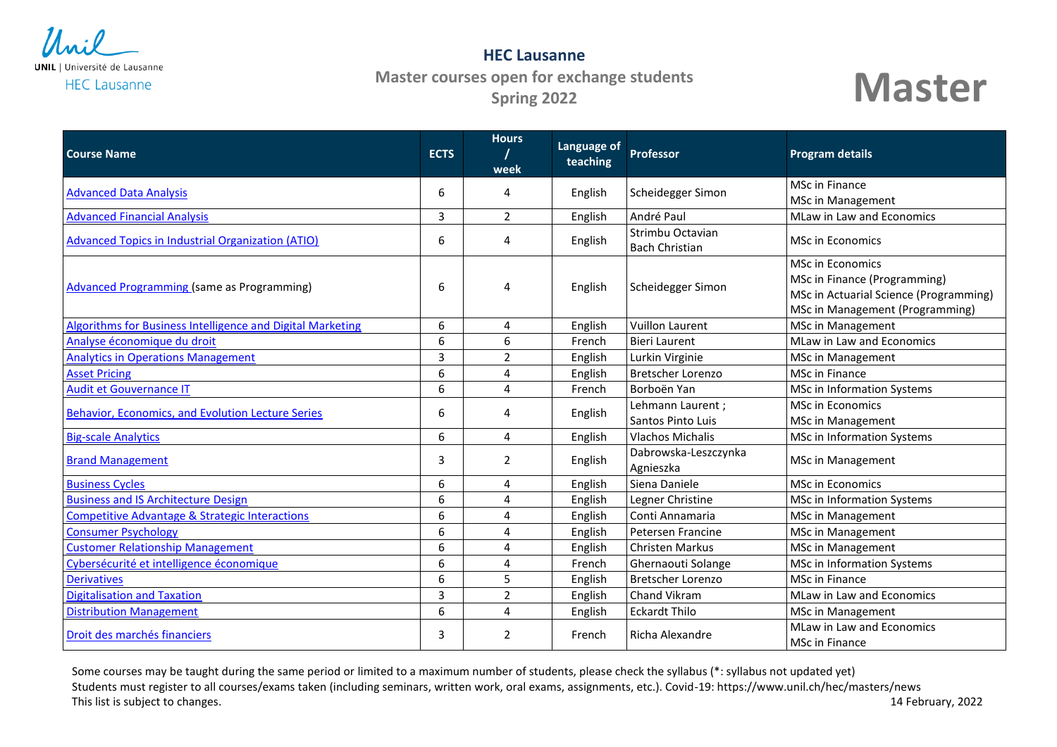UNIL | Université de Lausanne
HEC Lausanne

# HEC Lausanne

## Master courses open for exchange students
## Spring 2022

# Master

| Course Name | ECTS | Hours / week | Language of teaching | Professor | Program details |
|---|---|---|---|---|---|
| Advanced Data Analysis | 6 | 4 | English | Scheidegger Simon | MSc in Finance<br>MSc in Management |
| Advanced Financial Analysis | 3 | 2 | English | André Paul | MLaw in Law and Economics |
| Advanced Topics in Industrial Organization (ATIO) | 6 | 4 | English | Strimbu Octavian<br>Bach Christian | MSc in Economics |
| Advanced Programming (same as Programming) | 6 | 4 | English | Scheidegger Simon | MSc in Economics<br>MSc in Finance (Programming)<br>MSc in Actuarial Science (Programming)<br>MSc in Management (Programming) |
| Algorithms for Business Intelligence and Digital Marketing | 6 | 4 | English | Vuillon Laurent | MSc in Management |
| Analyse économique du droit | 6 | 6 | French | Bieri Laurent | MLaw in Law and Economics |
| Analytics in Operations Management | 3 | 2 | English | Lurkin Virginie | MSc in Management |
| Asset Pricing | 6 | 4 | English | Bretscher Lorenzo | MSc in Finance |
| Audit et Gouvernance IT | 6 | 4 | French | Borboën Yan | MSc in Information Systems |
| Behavior, Economics, and Evolution Lecture Series | 6 | 4 | English | Lehmann Laurent ;<br>Santos Pinto Luis | MSc in Economics<br>MSc in Management |
| Big-scale Analytics | 6 | 4 | English | Vlachos Michalis | MSc in Information Systems |
| Brand Management | 3 | 2 | English | Dabrowska-Leszczynka Agnieszka | MSc in Management |
| Business Cycles | 6 | 4 | English | Siena Daniele | MSc in Economics |
| Business and IS Architecture Design | 6 | 4 | English | Legner Christine | MSc in Information Systems |
| Competitive Advantage & Strategic Interactions | 6 | 4 | English | Conti Annamaria | MSc in Management |
| Consumer Psychology | 6 | 4 | English | Petersen Francine | MSc in Management |
| Customer Relationship Management | 6 | 4 | English | Christen Markus | MSc in Management |
| Cybersécurité et intelligence économique | 6 | 4 | French | Ghernaouti Solange | MSc in Information Systems |
| Derivatives | 6 | 5 | English | Bretscher Lorenzo | MSc in Finance |
| Digitalisation and Taxation | 3 | 2 | English | Chand Vikram | MLaw in Law and Economics |
| Distribution Management | 6 | 4 | English | Eckardt Thilo | MSc in Management |
| Droit des marchés financiers | 3 | 2 | French | Richa Alexandre | MLaw in Law and Economics<br>MSc in Finance |

Some courses may be taught during the same period or limited to a maximum number of students, please check the syllabus (*: syllabus not updated yet)
Students must register to all courses/exams taken (including seminars, written work, oral exams, assignments, etc.). Covid-19: https://www.unil.ch/hec/masters/news
This list is subject to changes.

14 February, 2022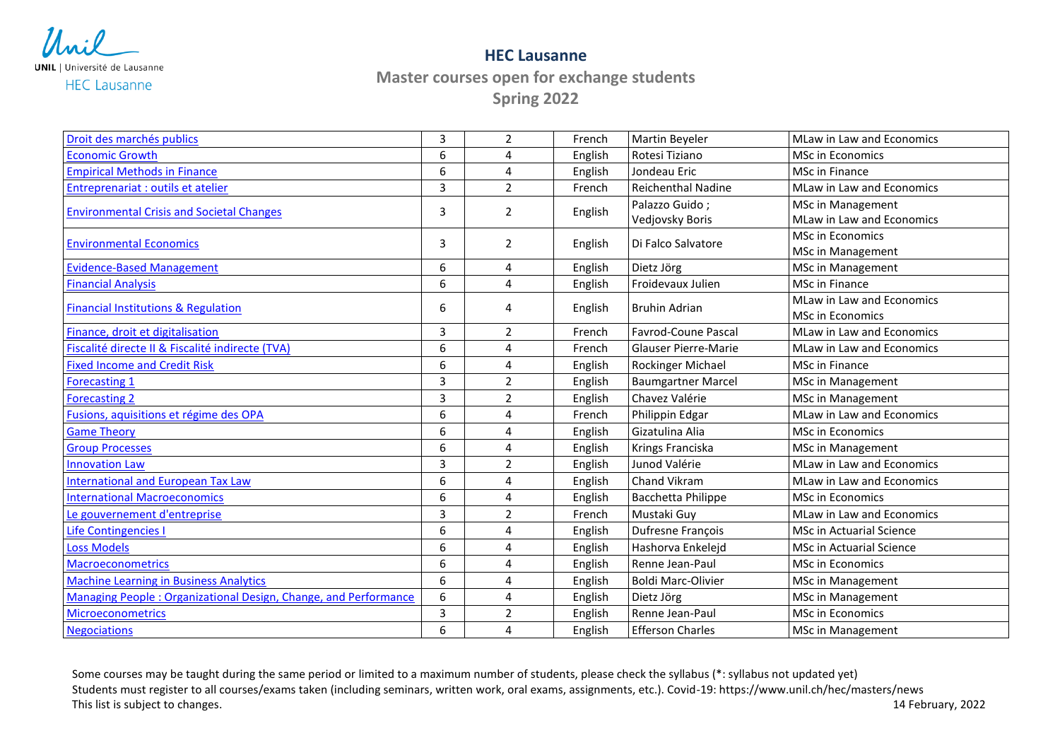## HEC Lausanne

### Master courses open for exchange students

### Spring 2022

| | | | | | |
|---|---|---|---|---|---|
| Droit des marchés publics | 3 | 2 | French | Martin Beyeler | MLaw in Law and Economics |
| Economic Growth | 6 | 4 | English | Rotesi Tiziano | MSc in Economics |
| Empirical Methods in Finance | 6 | 4 | English | Jondeau Eric | MSc in Finance |
| Entreprenariat : outils et atelier | 3 | 2 | French | Reichenthal Nadine | MLaw in Law and Economics |
| Environmental Crisis and Societal Changes | 3 | 2 | English | Palazzo Guido ; Vedjovsky Boris | MSc in Management<br>MLaw in Law and Economics |
| Environmental Economics | 3 | 2 | English | Di Falco Salvatore | MSc in Economics<br>MSc in Management |
| Evidence-Based Management | 6 | 4 | English | Dietz Jörg | MSc in Management |
| Financial Analysis | 6 | 4 | English | Froidevaux Julien | MSc in Finance |
| Financial Institutions & Regulation | 6 | 4 | English | Bruhin Adrian | MLaw in Law and Economics<br>MSc in Economics |
| Finance, droit et digitalisation | 3 | 2 | French | Favrod-Coune Pascal | MLaw in Law and Economics |
| Fiscalité directe II & Fiscalité indirecte (TVA) | 6 | 4 | French | Glauser Pierre-Marie | MLaw in Law and Economics |
| Fixed Income and Credit Risk | 6 | 4 | English | Rockinger Michael | MSc in Finance |
| Forecasting 1 | 3 | 2 | English | Baumgartner Marcel | MSc in Management |
| Forecasting 2 | 3 | 2 | English | Chavez Valérie | MSc in Management |
| Fusions, aquisitions et régime des OPA | 6 | 4 | French | Philippin Edgar | MLaw in Law and Economics |
| Game Theory | 6 | 4 | English | Gizatulina Alia | MSc in Economics |
| Group Processes | 6 | 4 | English | Krings Franciska | MSc in Management |
| Innovation Law | 3 | 2 | English | Junod Valérie | MLaw in Law and Economics |
| International and European Tax Law | 6 | 4 | English | Chand Vikram | MLaw in Law and Economics |
| International Macroeconomics | 6 | 4 | English | Bacchetta Philippe | MSc in Economics |
| Le gouvernement d'entreprise | 3 | 2 | French | Mustaki Guy | MLaw in Law and Economics |
| Life Contingencies I | 6 | 4 | English | Dufresne François | MSc in Actuarial Science |
| Loss Models | 6 | 4 | English | Hashorva Enkelejd | MSc in Actuarial Science |
| Macroeconometrics | 6 | 4 | English | Renne Jean-Paul | MSc in Economics |
| Machine Learning in Business Analytics | 6 | 4 | English | Boldi Marc-Olivier | MSc in Management |
| Managing People : Organizational Design, Change, and Performance | 6 | 4 | English | Dietz Jörg | MSc in Management |
| Microeconometrics | 3 | 2 | English | Renne Jean-Paul | MSc in Economics |
| Negociations | 6 | 4 | English | Efferson Charles | MSc in Management |

Some courses may be taught during the same period or limited to a maximum number of students, please check the syllabus (*: syllabus not updated yet)
Students must register to all courses/exams taken (including seminars, written work, oral exams, assignments, etc.). Covid-19: https://www.unil.ch/hec/masters/news
This list is subject to changes.

14 February, 2022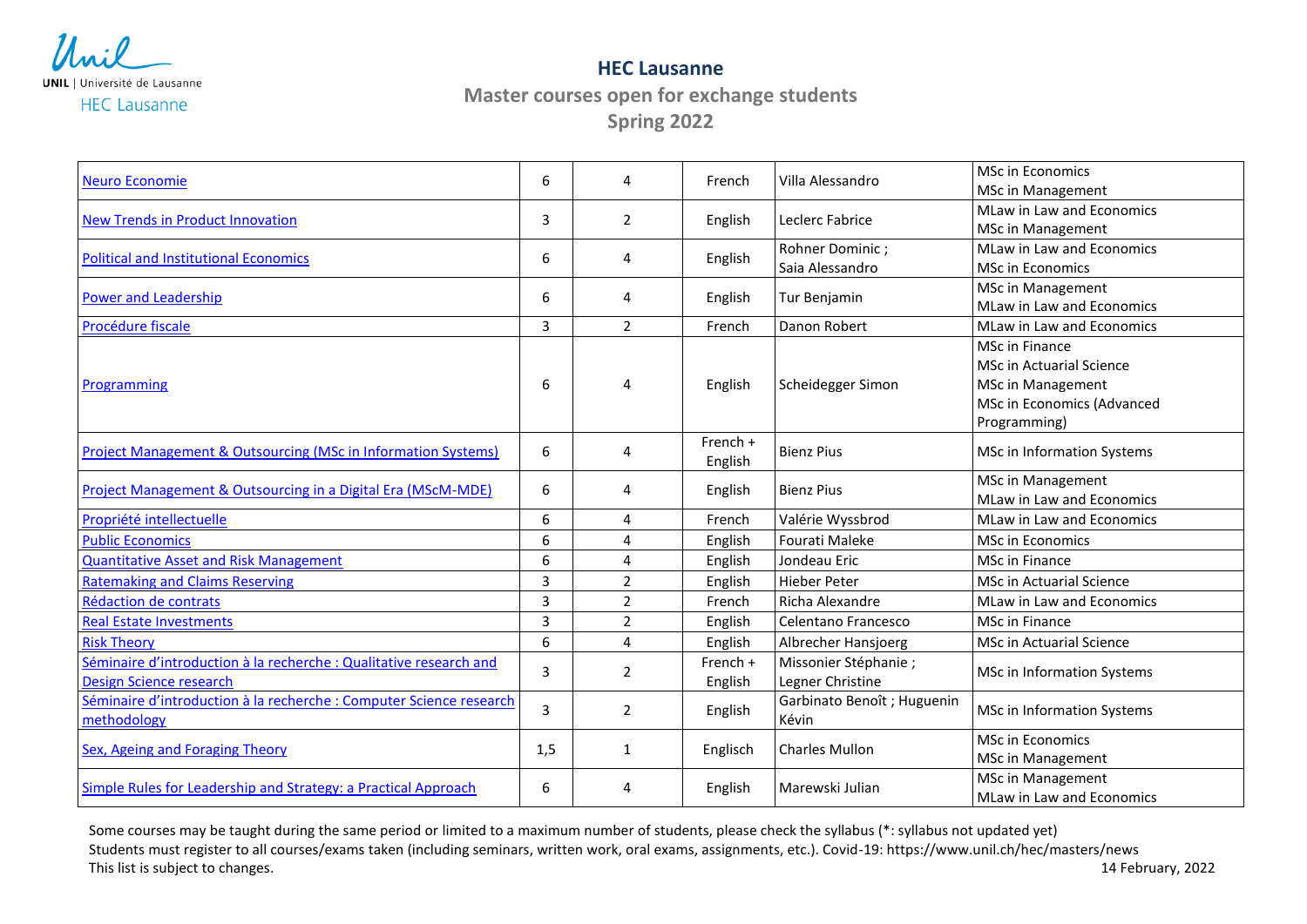UNIL | Université de Lausanne

HEC Lausanne

# HEC Lausanne

## Master courses open for exchange students

## Spring 2022

| | | | | | |
|---|---|---|---|---|---|
| Neuro Economie | 6 | 4 | French | Villa Alessandro | MSc in Economics<br>MSc in Management |
| New Trends in Product Innovation | 3 | 2 | English | Leclerc Fabrice | MLaw in Law and Economics<br>MSc in Management |
| Political and Institutional Economics | 6 | 4 | English | Rohner Dominic ;<br>Saia Alessandro | MLaw in Law and Economics<br>MSc in Economics |
| Power and Leadership | 6 | 4 | English | Tur Benjamin | MSc in Management<br>MLaw in Law and Economics |
| Procédure fiscale | 3 | 2 | French | Danon Robert | MLaw in Law and Economics |
| Programming | 6 | 4 | English | Scheidegger Simon | MSc in Finance<br>MSc in Actuarial Science<br>MSc in Management<br>MSc in Economics (Advanced Programming) |
| Project Management & Outsourcing (MSc in Information Systems) | 6 | 4 | French + English | Bienz Pius | MSc in Information Systems |
| Project Management & Outsourcing in a Digital Era (MScM-MDE) | 6 | 4 | English | Bienz Pius | MSc in Management<br>MLaw in Law and Economics |
| Propriété intellectuelle | 6 | 4 | French | Valérie Wyssbrod | MLaw in Law and Economics |
| Public Economics | 6 | 4 | English | Fourati Maleke | MSc in Economics |
| Quantitative Asset and Risk Management | 6 | 4 | English | Jondeau Eric | MSc in Finance |
| Ratemaking and Claims Reserving | 3 | 2 | English | Hieber Peter | MSc in Actuarial Science |
| Rédaction de contrats | 3 | 2 | French | Richa Alexandre | MLaw in Law and Economics |
| Real Estate Investments | 3 | 2 | English | Celentano Francesco | MSc in Finance |
| Risk Theory | 6 | 4 | English | Albrecher Hansjoerg | MSc in Actuarial Science |
| Séminaire d'introduction à la recherche : Qualitative research and Design Science research | 3 | 2 | French + English | Missonier Stéphanie ;<br>Legner Christine | MSc in Information Systems |
| Séminaire d'introduction à la recherche : Computer Science research methodology | 3 | 2 | English | Garbinato Benoît ; Huguenin Kévin | MSc in Information Systems |
| Sex, Ageing and Foraging Theory | 1,5 | 1 | Englisch | Charles Mullon | MSc in Economics<br>MSc in Management |
| Simple Rules for Leadership and Strategy: a Practical Approach | 6 | 4 | English | Marewski Julian | MSc in Management<br>MLaw in Law and Economics |

Some courses may be taught during the same period or limited to a maximum number of students, please check the syllabus (*: syllabus not updated yet)
Students must register to all courses/exams taken (including seminars, written work, oral exams, assignments, etc.). Covid-19: https://www.unil.ch/hec/masters/news
This list is subject to changes.

14 February, 2022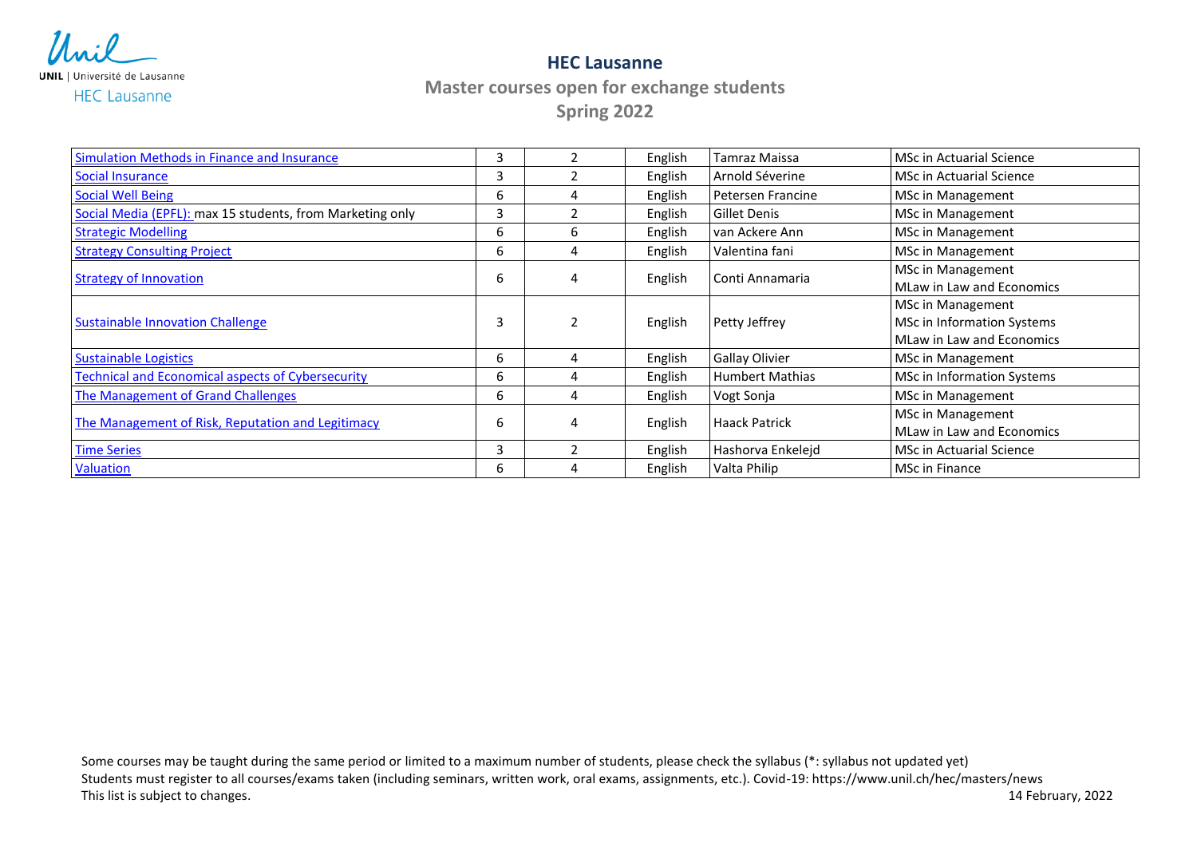# HEC Lausanne

## Master courses open for exchange students

## Spring 2022

| | | | | | |
|---|---|---|---|---|---|
| Simulation Methods in Finance and Insurance | 3 | 2 | English | Tamraz Maissa | MSc in Actuarial Science |
| Social Insurance | 3 | 2 | English | Arnold Séverine | MSc in Actuarial Science |
| Social Well Being | 6 | 4 | English | Petersen Francine | MSc in Management |
| Social Media (EPFL): max 15 students, from Marketing only | 3 | 2 | English | Gillet Denis | MSc in Management |
| Strategic Modelling | 6 | 6 | English | van Ackere Ann | MSc in Management |
| Strategy Consulting Project | 6 | 4 | English | Valentina fani | MSc in Management |
| Strategy of Innovation | 6 | 4 | English | Conti Annamaria | MSc in Management<br>MLaw in Law and Economics |
| Sustainable Innovation Challenge | 3 | 2 | English | Petty Jeffrey | MSc in Management<br>MSc in Information Systems<br>MLaw in Law and Economics |
| Sustainable Logistics | 6 | 4 | English | Gallay Olivier | MSc in Management |
| Technical and Economical aspects of Cybersecurity | 6 | 4 | English | Humbert Mathias | MSc in Information Systems |
| The Management of Grand Challenges | 6 | 4 | English | Vogt Sonja | MSc in Management |
| The Management of Risk, Reputation and Legitimacy | 6 | 4 | English | Haack Patrick | MSc in Management<br>MLaw in Law and Economics |
| Time Series | 3 | 2 | English | Hashorva Enkelejd | MSc in Actuarial Science |
| Valuation | 6 | 4 | English | Valta Philip | MSc in Finance |

Some courses may be taught during the same period or limited to a maximum number of students, please check the syllabus (*: syllabus not updated yet)
Students must register to all courses/exams taken (including seminars, written work, oral exams, assignments, etc.). Covid-19: https://www.unil.ch/hec/masters/news
This list is subject to changes.

14 February, 2022